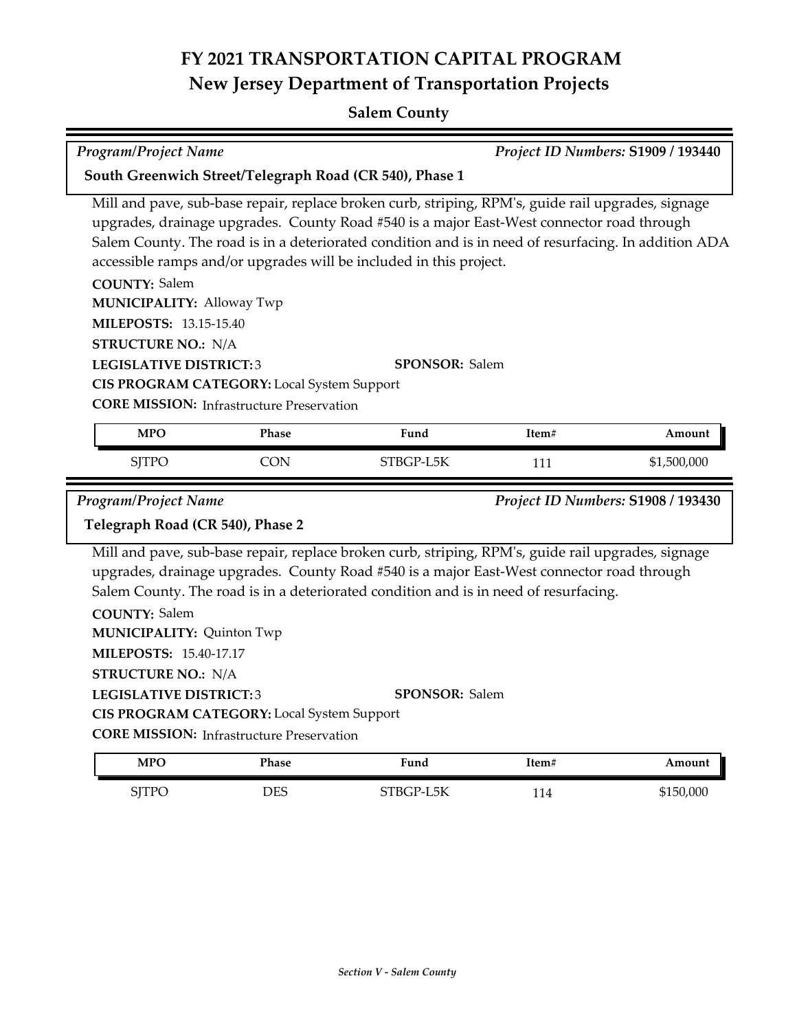# FY 2021 TRANSPORTATION CAPITAL PROGRAM
## New Jersey Department of Transportation Projects

### Salem County

*Program/Project Name* — *Project ID Numbers:* **S1909 / 193440**

**South Greenwich Street/Telegraph Road (CR 540), Phase 1**

Mill and pave, sub-base repair, replace broken curb, striping, RPM's, guide rail upgrades, signage upgrades, drainage upgrades. County Road #540 is a major East-West connector road through Salem County. The road is in a deteriorated condition and is in need of resurfacing. In addition ADA accessible ramps and/or upgrades will be included in this project.

**COUNTY:** Salem
**MUNICIPALITY:** Alloway Twp
**MILEPOSTS:** 13.15-15.40
**STRUCTURE NO.:** N/A
**LEGISLATIVE DISTRICT:** 3
**SPONSOR:** Salem
**CIS PROGRAM CATEGORY:** Local System Support
**CORE MISSION:** Infrastructure Preservation

| MPO | Phase | Fund | Item# | Amount |
|---|---|---|---|---|
| SJTPO | CON | STBGP-L5K | 111 | $1,500,000 |

*Program/Project Name* — *Project ID Numbers:* **S1908 / 193430**

**Telegraph Road (CR 540), Phase 2**

Mill and pave, sub-base repair, replace broken curb, striping, RPM's, guide rail upgrades, signage upgrades, drainage upgrades. County Road #540 is a major East-West connector road through Salem County. The road is in a deteriorated condition and is in need of resurfacing.

**COUNTY:** Salem
**MUNICIPALITY:** Quinton Twp
**MILEPOSTS:** 15.40-17.17
**STRUCTURE NO.:** N/A
**LEGISLATIVE DISTRICT:** 3
**SPONSOR:** Salem
**CIS PROGRAM CATEGORY:** Local System Support
**CORE MISSION:** Infrastructure Preservation

| MPO | Phase | Fund | Item# | Amount |
|---|---|---|---|---|
| SJTPO | DES | STBGP-L5K | 114 | $150,000 |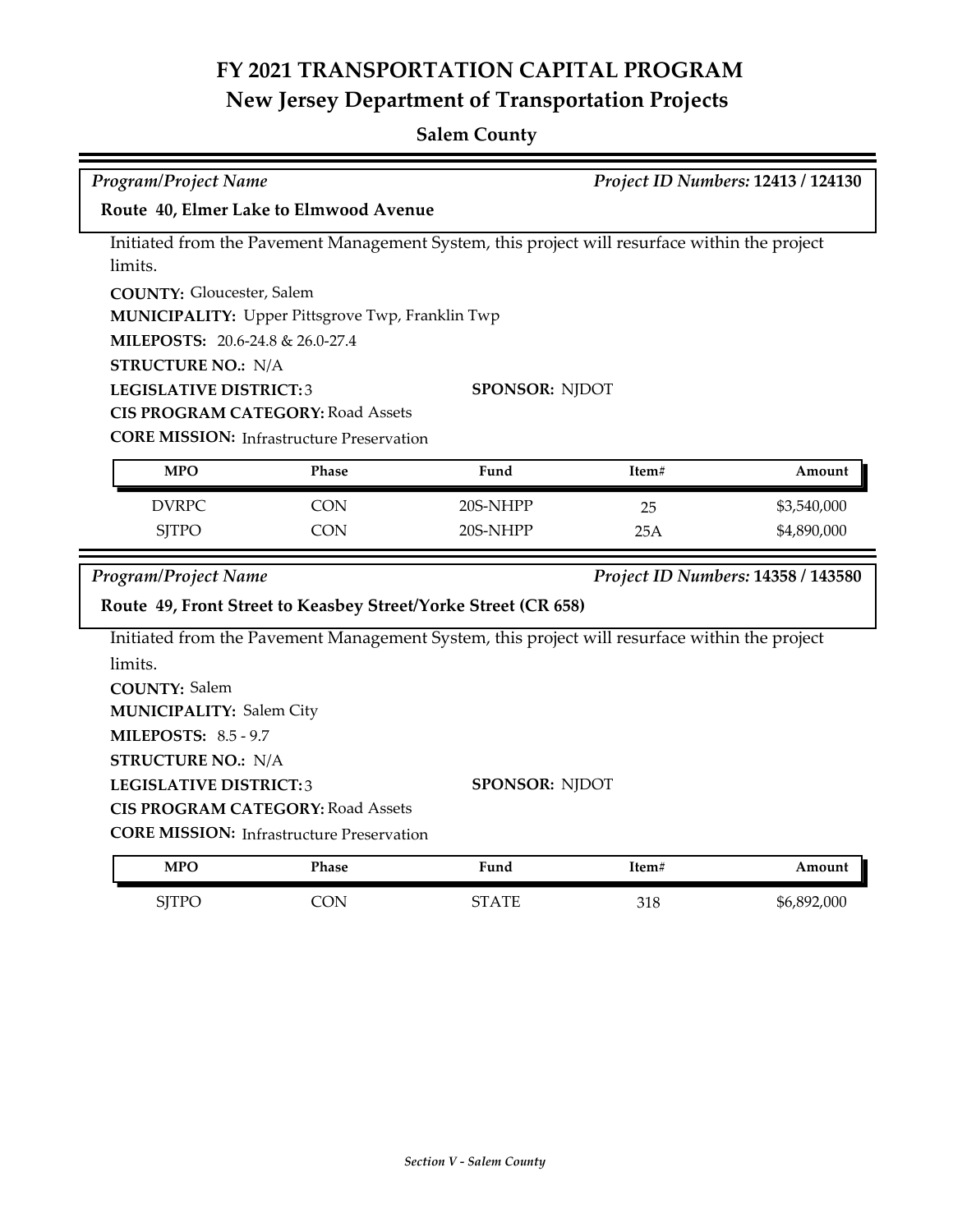# FY 2021 TRANSPORTATION CAPITAL PROGRAM
## New Jersey Department of Transportation Projects

### Salem County

*Program/Project Name* | *Project ID Numbers:* **12413 / 124130**

**Route 40, Elmer Lake to Elmwood Avenue**

Initiated from the Pavement Management System, this project will resurface within the project limits.

**COUNTY:** Gloucester, Salem
**MUNICIPALITY:** Upper Pittsgrove Twp, Franklin Twp
**MILEPOSTS:** 20.6-24.8 & 26.0-27.4
**STRUCTURE NO.:** N/A
**LEGISLATIVE DISTRICT:** 3
**SPONSOR:** NJDOT
**CIS PROGRAM CATEGORY:** Road Assets
**CORE MISSION:** Infrastructure Preservation

| MPO | Phase | Fund | Item# | Amount |
|---|---|---|---|---|
| DVRPC | CON | 20S-NHPP | 25 | $3,540,000 |
| SJTPO | CON | 20S-NHPP | 25A | $4,890,000 |

*Program/Project Name* | *Project ID Numbers:* **14358 / 143580**

**Route 49, Front Street to Keasbey Street/Yorke Street (CR 658)**

Initiated from the Pavement Management System, this project will resurface within the project limits.

**COUNTY:** Salem
**MUNICIPALITY:** Salem City
**MILEPOSTS:** 8.5 - 9.7
**STRUCTURE NO.:** N/A
**LEGISLATIVE DISTRICT:** 3
**SPONSOR:** NJDOT
**CIS PROGRAM CATEGORY:** Road Assets
**CORE MISSION:** Infrastructure Preservation

| MPO | Phase | Fund | Item# | Amount |
|---|---|---|---|---|
| SJTPO | CON | STATE | 318 | $6,892,000 |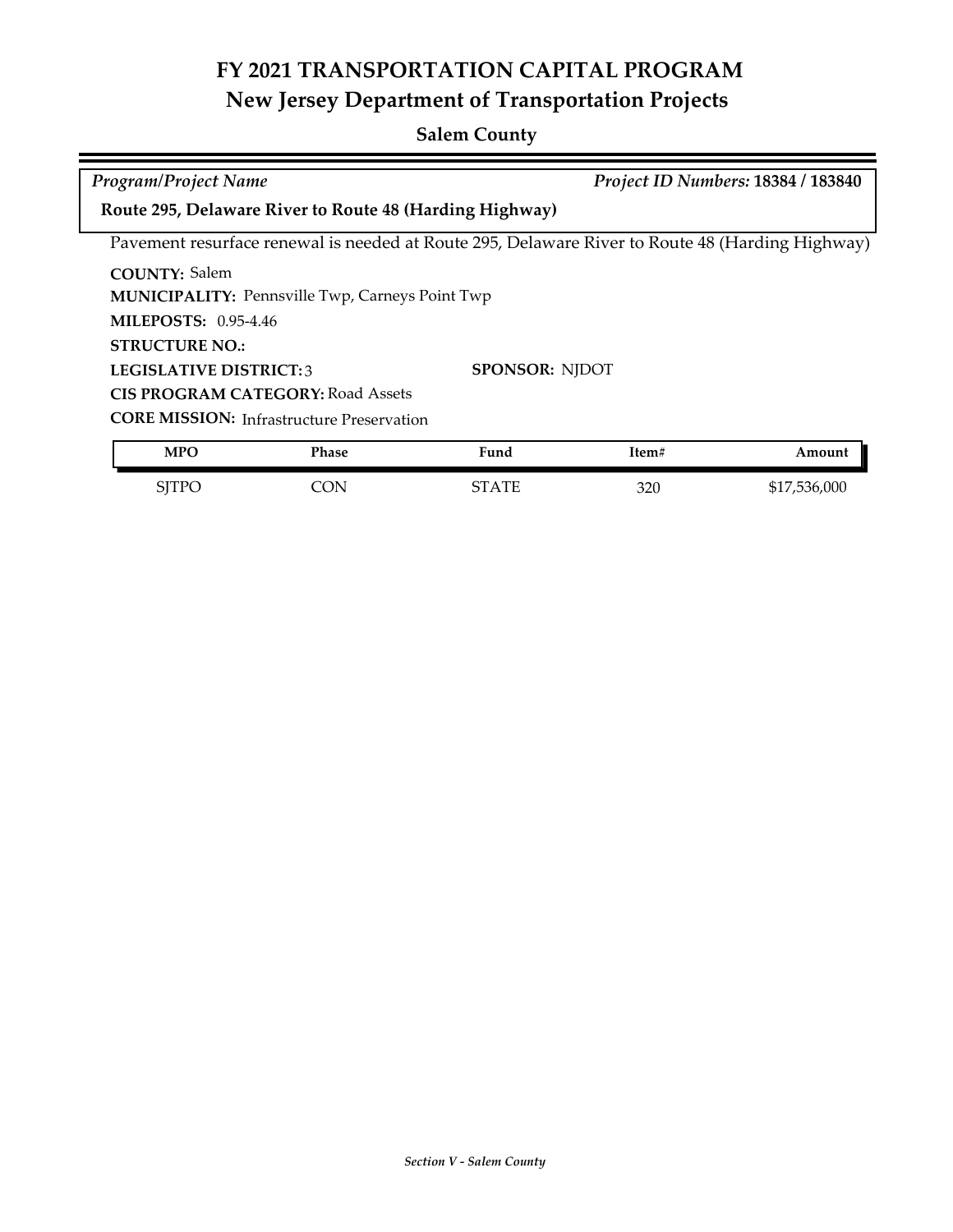# FY 2021 TRANSPORTATION CAPITAL PROGRAM
## New Jersey Department of Transportation Projects

### Salem County

*Program/Project Name* *Project ID Numbers:* **18384 / 183840**

**Route 295, Delaware River to Route 48 (Harding Highway)**

Pavement resurface renewal is needed at Route 295, Delaware River to Route 48 (Harding Highway)

**COUNTY:** Salem
**MUNICIPALITY:** Pennsville Twp, Carneys Point Twp
**MILEPOSTS:** 0.95-4.46
**STRUCTURE NO.:**
**LEGISLATIVE DISTRICT:** 3 **SPONSOR:** NJDOT
**CIS PROGRAM CATEGORY:** Road Assets
**CORE MISSION:** Infrastructure Preservation

| MPO | Phase | Fund | Item# | Amount |
|---|---|---|---|---|
| SJTPO | CON | STATE | 320 | $17,536,000 |